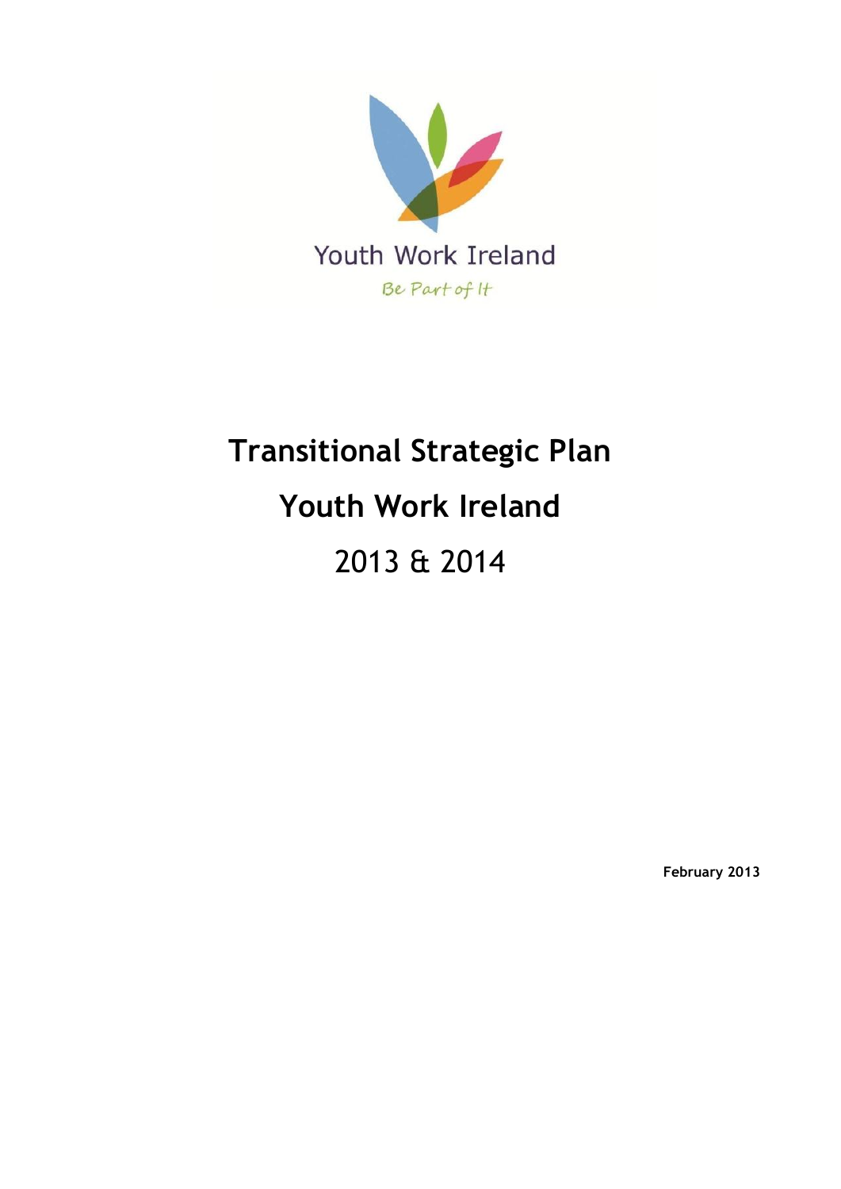Youth Work Ireland

Be Part of It

# Transitional Strategic Plan

# Youth Work Ireland

# 2013 & 2014

**February 2013**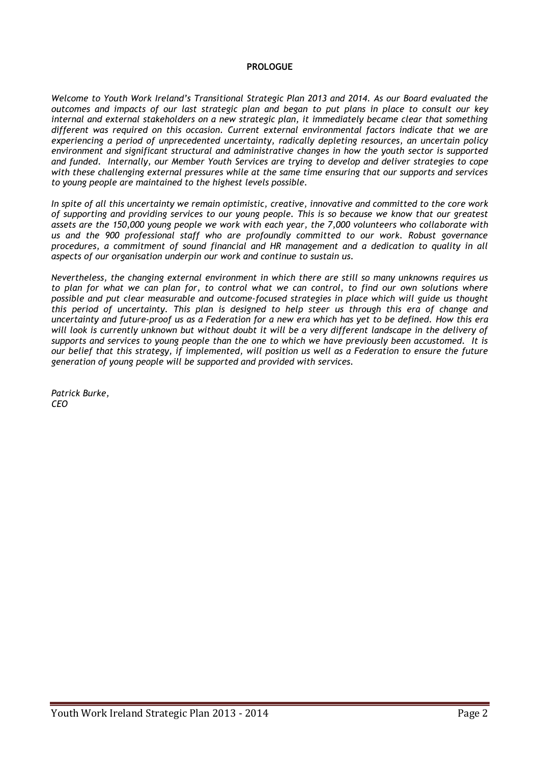**PROLOGUE**

*Welcome to Youth Work Ireland's Transitional Strategic Plan 2013 and 2014. As our Board evaluated the outcomes and impacts of our last strategic plan and began to put plans in place to consult our key internal and external stakeholders on a new strategic plan, it immediately became clear that something different was required on this occasion. Current external environmental factors indicate that we are experiencing a period of unprecedented uncertainty, radically depleting resources, an uncertain policy environment and significant structural and administrative changes in how the youth sector is supported and funded. Internally, our Member Youth Services are trying to develop and deliver strategies to cope with these challenging external pressures while at the same time ensuring that our supports and services to young people are maintained to the highest levels possible.*

*In spite of all this uncertainty we remain optimistic, creative, innovative and committed to the core work of supporting and providing services to our young people. This is so because we know that our greatest assets are the 150,000 young people we work with each year, the 7,000 volunteers who collaborate with us and the 900 professional staff who are profoundly committed to our work. Robust governance procedures, a commitment of sound financial and HR management and a dedication to quality in all aspects of our organisation underpin our work and continue to sustain us.*

*Nevertheless, the changing external environment in which there are still so many unknowns requires us to plan for what we can plan for, to control what we can control, to find our own solutions where possible and put clear measurable and outcome-focused strategies in place which will guide us thought this period of uncertainty. This plan is designed to help steer us through this era of change and uncertainty and future-proof us as a Federation for a new era which has yet to be defined. How this era will look is currently unknown but without doubt it will be a very different landscape in the delivery of supports and services to young people than the one to which we have previously been accustomed. It is our belief that this strategy, if implemented, will position us well as a Federation to ensure the future generation of young people will be supported and provided with services.*

*Patrick Burke,*
*CEO*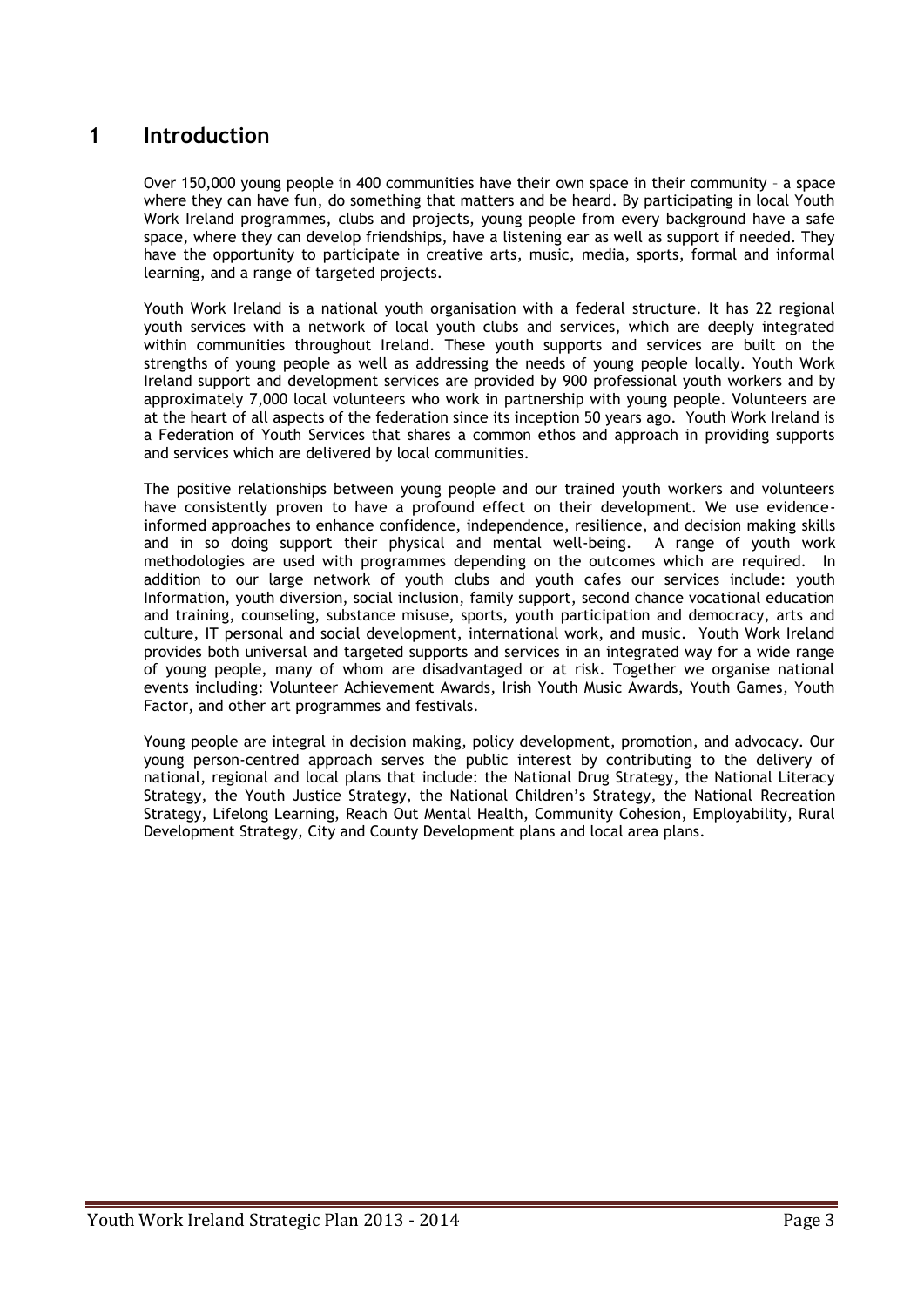# 1 Introduction

Over 150,000 young people in 400 communities have their own space in their community – a space where they can have fun, do something that matters and be heard. By participating in local Youth Work Ireland programmes, clubs and projects, young people from every background have a safe space, where they can develop friendships, have a listening ear as well as support if needed. They have the opportunity to participate in creative arts, music, media, sports, formal and informal learning, and a range of targeted projects.

Youth Work Ireland is a national youth organisation with a federal structure. It has 22 regional youth services with a network of local youth clubs and services, which are deeply integrated within communities throughout Ireland. These youth supports and services are built on the strengths of young people as well as addressing the needs of young people locally. Youth Work Ireland support and development services are provided by 900 professional youth workers and by approximately 7,000 local volunteers who work in partnership with young people. Volunteers are at the heart of all aspects of the federation since its inception 50 years ago. Youth Work Ireland is a Federation of Youth Services that shares a common ethos and approach in providing supports and services which are delivered by local communities.

The positive relationships between young people and our trained youth workers and volunteers have consistently proven to have a profound effect on their development. We use evidence-informed approaches to enhance confidence, independence, resilience, and decision making skills and in so doing support their physical and mental well-being. A range of youth work methodologies are used with programmes depending on the outcomes which are required. In addition to our large network of youth clubs and youth cafes our services include: youth Information, youth diversion, social inclusion, family support, second chance vocational education and training, counseling, substance misuse, sports, youth participation and democracy, arts and culture, IT personal and social development, international work, and music. Youth Work Ireland provides both universal and targeted supports and services in an integrated way for a wide range of young people, many of whom are disadvantaged or at risk. Together we organise national events including: Volunteer Achievement Awards, Irish Youth Music Awards, Youth Games, Youth Factor, and other art programmes and festivals.

Young people are integral in decision making, policy development, promotion, and advocacy. Our young person-centred approach serves the public interest by contributing to the delivery of national, regional and local plans that include: the National Drug Strategy, the National Literacy Strategy, the Youth Justice Strategy, the National Children's Strategy, the National Recreation Strategy, Lifelong Learning, Reach Out Mental Health, Community Cohesion, Employability, Rural Development Strategy, City and County Development plans and local area plans.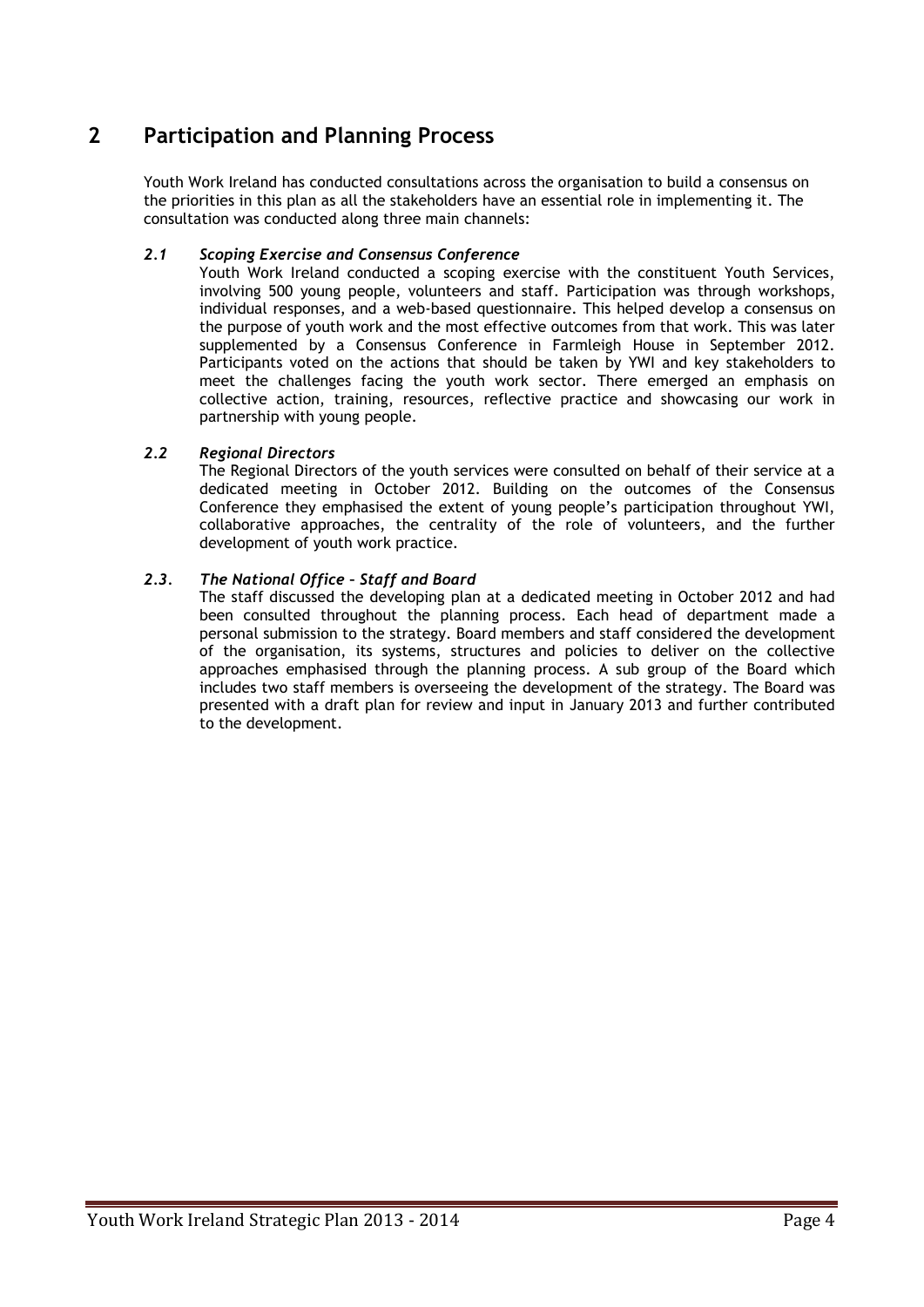# 2 Participation and Planning Process

Youth Work Ireland has conducted consultations across the organisation to build a consensus on the priorities in this plan as all the stakeholders have an essential role in implementing it. The consultation was conducted along three main channels:

### *2.1 Scoping Exercise and Consensus Conference*

Youth Work Ireland conducted a scoping exercise with the constituent Youth Services, involving 500 young people, volunteers and staff. Participation was through workshops, individual responses, and a web-based questionnaire. This helped develop a consensus on the purpose of youth work and the most effective outcomes from that work. This was later supplemented by a Consensus Conference in Farmleigh House in September 2012. Participants voted on the actions that should be taken by YWI and key stakeholders to meet the challenges facing the youth work sector. There emerged an emphasis on collective action, training, resources, reflective practice and showcasing our work in partnership with young people.

### *2.2 Regional Directors*

The Regional Directors of the youth services were consulted on behalf of their service at a dedicated meeting in October 2012. Building on the outcomes of the Consensus Conference they emphasised the extent of young people's participation throughout YWI, collaborative approaches, the centrality of the role of volunteers, and the further development of youth work practice.

### *2.3. The National Office – Staff and Board*

The staff discussed the developing plan at a dedicated meeting in October 2012 and had been consulted throughout the planning process. Each head of department made a personal submission to the strategy. Board members and staff considered the development of the organisation, its systems, structures and policies to deliver on the collective approaches emphasised through the planning process. A sub group of the Board which includes two staff members is overseeing the development of the strategy. The Board was presented with a draft plan for review and input in January 2013 and further contributed to the development.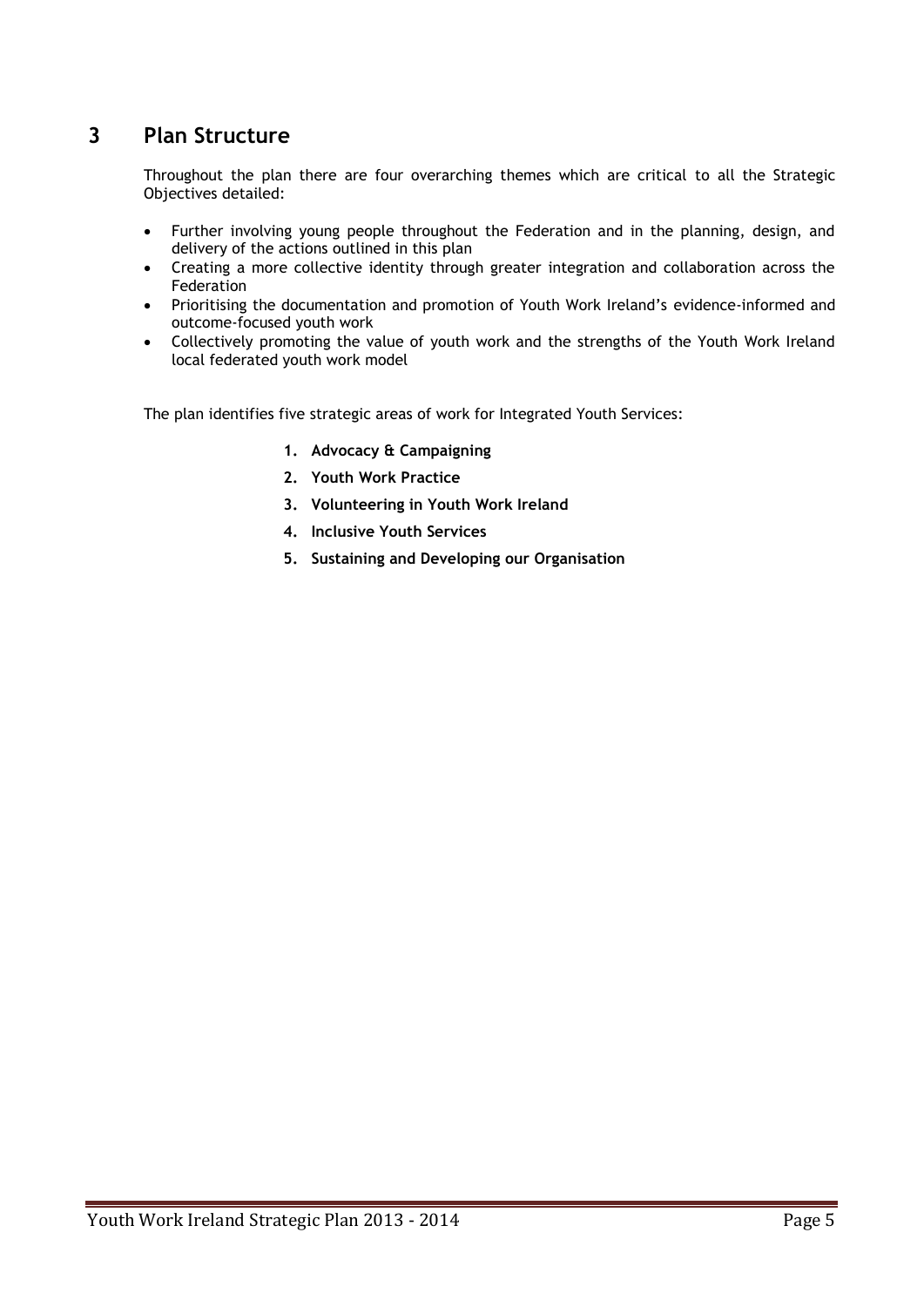# 3 Plan Structure

Throughout the plan there are four overarching themes which are critical to all the Strategic Objectives detailed:

- Further involving young people throughout the Federation and in the planning, design, and delivery of the actions outlined in this plan
- Creating a more collective identity through greater integration and collaboration across the Federation
- Prioritising the documentation and promotion of Youth Work Ireland's evidence-informed and outcome-focused youth work
- Collectively promoting the value of youth work and the strengths of the Youth Work Ireland local federated youth work model

The plan identifies five strategic areas of work for Integrated Youth Services:

1. **Advocacy & Campaigning**
2. **Youth Work Practice**
3. **Volunteering in Youth Work Ireland**
4. **Inclusive Youth Services**
5. **Sustaining and Developing our Organisation**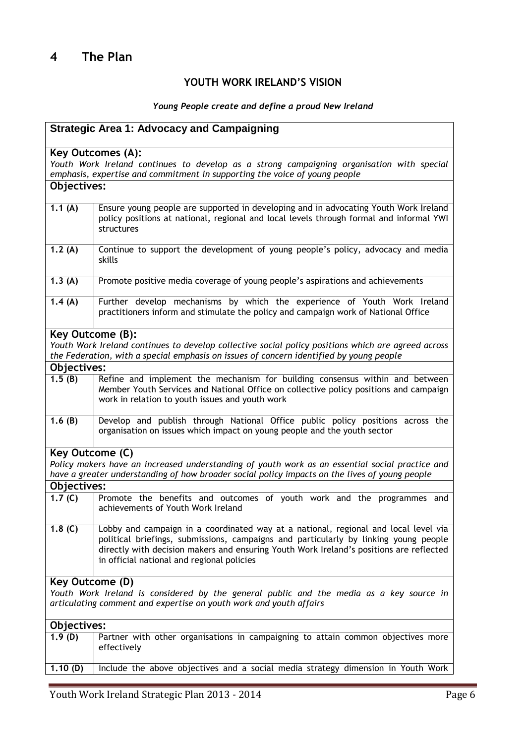# 4 The Plan

## YOUTH WORK IRELAND'S VISION

*Young People create and define a proud New Ireland*

### Strategic Area 1: Advocacy and Campaigning

**Key Outcomes (A):**

*Youth Work Ireland continues to develop as a strong campaigning organisation with special emphasis, expertise and commitment in supporting the voice of young people*

**Objectives:**

| | |
|---|---|
| **1.1 (A)** | Ensure young people are supported in developing and in advocating Youth Work Ireland policy positions at national, regional and local levels through formal and informal YWI structures |
| **1.2 (A)** | Continue to support the development of young people's policy, advocacy and media skills |
| **1.3 (A)** | Promote positive media coverage of young people's aspirations and achievements |
| **1.4 (A)** | Further develop mechanisms by which the experience of Youth Work Ireland practitioners inform and stimulate the policy and campaign work of National Office |

**Key Outcome (B):**

*Youth Work Ireland continues to develop collective social policy positions which are agreed across the Federation, with a special emphasis on issues of concern identified by young people*

**Objectives:**

| | |
|---|---|
| **1.5 (B)** | Refine and implement the mechanism for building consensus within and between Member Youth Services and National Office on collective policy positions and campaign work in relation to youth issues and youth work |
| **1.6 (B)** | Develop and publish through National Office public policy positions across the organisation on issues which impact on young people and the youth sector |

**Key Outcome (C)**

*Policy makers have an increased understanding of youth work as an essential social practice and have a greater understanding of how broader social policy impacts on the lives of young people*

**Objectives:**

| | |
|---|---|
| **1.7 (C)** | Promote the benefits and outcomes of youth work and the programmes and achievements of Youth Work Ireland |
| **1.8 (C)** | Lobby and campaign in a coordinated way at a national, regional and local level via political briefings, submissions, campaigns and particularly by linking young people directly with decision makers and ensuring Youth Work Ireland's positions are reflected in official national and regional policies |

**Key Outcome (D)**

*Youth Work Ireland is considered by the general public and the media as a key source in articulating comment and expertise on youth work and youth affairs*

**Objectives:**

| | |
|---|---|
| **1.9 (D)** | Partner with other organisations in campaigning to attain common objectives more effectively |
| **1.10 (D)** | Include the above objectives and a social media strategy dimension in Youth Work |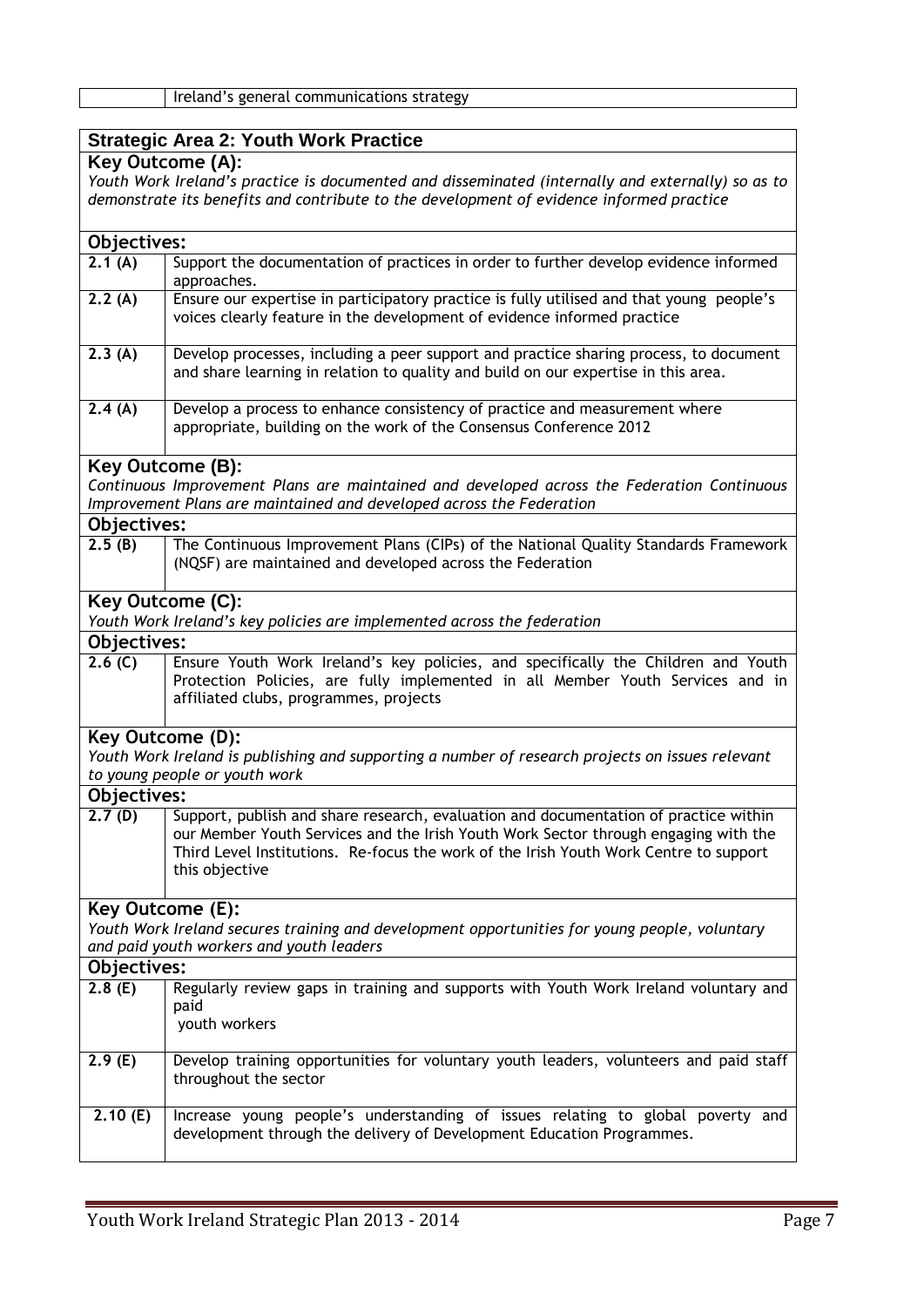| | Ireland's general communications strategy |
|---|---|

## Strategic Area 2: Youth Work Practice

**Key Outcome (A):**

*Youth Work Ireland's practice is documented and disseminated (internally and externally) so as to demonstrate its benefits and contribute to the development of evidence informed practice*

**Objectives:**

| | |
|---|---|
| **2.1 (A)** | Support the documentation of practices in order to further develop evidence informed approaches. |
| **2.2 (A)** | Ensure our expertise in participatory practice is fully utilised and that young people's voices clearly feature in the development of evidence informed practice |
| **2.3 (A)** | Develop processes, including a peer support and practice sharing process, to document and share learning in relation to quality and build on our expertise in this area. |
| **2.4 (A)** | Develop a process to enhance consistency of practice and measurement where appropriate, building on the work of the Consensus Conference 2012 |

**Key Outcome (B):**

*Continuous Improvement Plans are maintained and developed across the Federation Continuous Improvement Plans are maintained and developed across the Federation*

**Objectives:**

| | |
|---|---|
| **2.5 (B)** | The Continuous Improvement Plans (CIPs) of the National Quality Standards Framework (NQSF) are maintained and developed across the Federation |

**Key Outcome (C):**

*Youth Work Ireland's key policies are implemented across the federation*

**Objectives:**

| | |
|---|---|
| **2.6 (C)** | Ensure Youth Work Ireland's key policies, and specifically the Children and Youth Protection Policies, are fully implemented in all Member Youth Services and in affiliated clubs, programmes, projects |

**Key Outcome (D):**

*Youth Work Ireland is publishing and supporting a number of research projects on issues relevant to young people or youth work*

**Objectives:**

| | |
|---|---|
| **2.7 (D)** | Support, publish and share research, evaluation and documentation of practice within our Member Youth Services and the Irish Youth Work Sector through engaging with the Third Level Institutions. Re-focus the work of the Irish Youth Work Centre to support this objective |

**Key Outcome (E):**

*Youth Work Ireland secures training and development opportunities for young people, voluntary and paid youth workers and youth leaders*

**Objectives:**

| | |
|---|---|
| **2.8 (E)** | Regularly review gaps in training and supports with Youth Work Ireland voluntary and paid youth workers |
| **2.9 (E)** | Develop training opportunities for voluntary youth leaders, volunteers and paid staff throughout the sector |
| **2.10 (E)** | Increase young people's understanding of issues relating to global poverty and development through the delivery of Development Education Programmes. |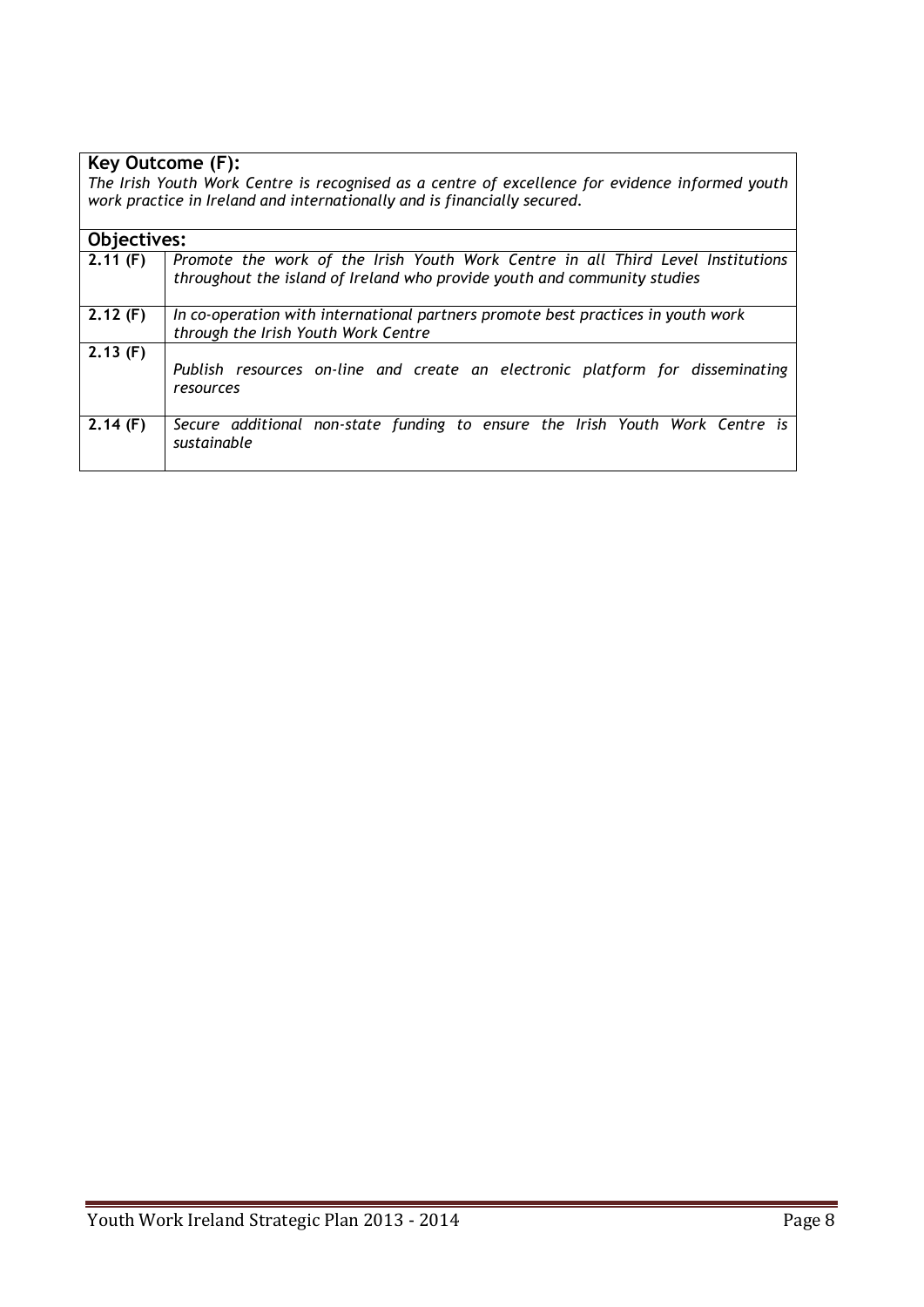**Key Outcome (F):**

*The Irish Youth Work Centre is recognised as a centre of excellence for evidence informed youth work practice in Ireland and internationally and is financially secured.*

**Objectives:**

| | |
|---|---|
| **2.11 (F)** | *Promote the work of the Irish Youth Work Centre in all Third Level Institutions throughout the island of Ireland who provide youth and community studies* |
| **2.12 (F)** | *In co-operation with international partners promote best practices in youth work through the Irish Youth Work Centre* |
| **2.13 (F)** | *Publish resources on-line and create an electronic platform for disseminating resources* |
| **2.14 (F)** | *Secure additional non-state funding to ensure the Irish Youth Work Centre is sustainable* |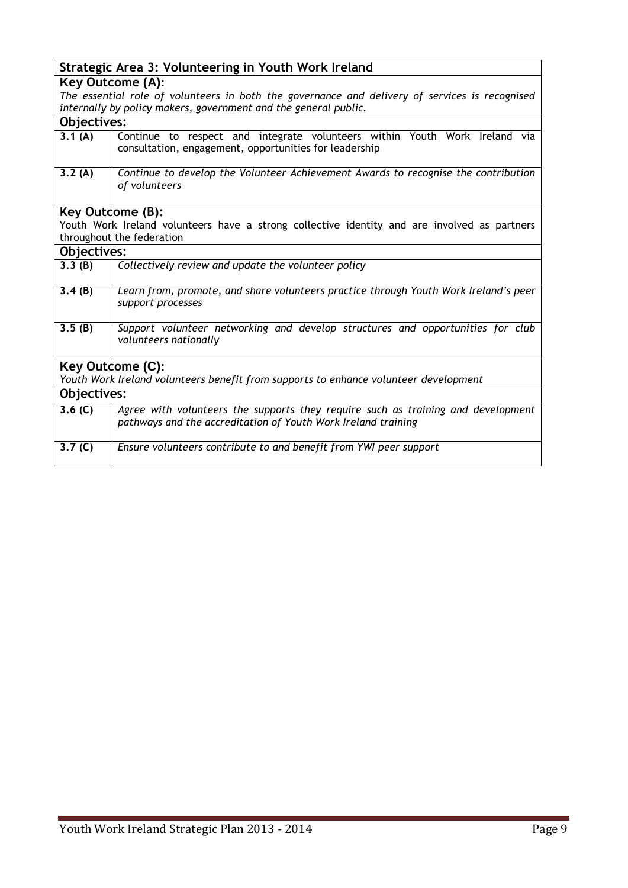## Strategic Area 3: Volunteering in Youth Work Ireland

### Key Outcome (A):

*The essential role of volunteers in both the governance and delivery of services is recognised internally by policy makers, government and the general public.*

**Objectives:**

| | |
|---|---|
| **3.1 (A)** | Continue to respect and integrate volunteers within Youth Work Ireland via consultation, engagement, opportunities for leadership |
| **3.2 (A)** | *Continue to develop the Volunteer Achievement Awards to recognise the contribution of volunteers* |

### Key Outcome (B):

Youth Work Ireland volunteers have a strong collective identity and are involved as partners throughout the federation

**Objectives:**

| | |
|---|---|
| **3.3 (B)** | *Collectively review and update the volunteer policy* |
| **3.4 (B)** | *Learn from, promote, and share volunteers practice through Youth Work Ireland's peer support processes* |
| **3.5 (B)** | *Support volunteer networking and develop structures and opportunities for club volunteers nationally* |

### Key Outcome (C):

*Youth Work Ireland volunteers benefit from supports to enhance volunteer development*

**Objectives:**

| | |
|---|---|
| **3.6 (C)** | *Agree with volunteers the supports they require such as training and development pathways and the accreditation of Youth Work Ireland training* |
| **3.7 (C)** | *Ensure volunteers contribute to and benefit from YWI peer support* |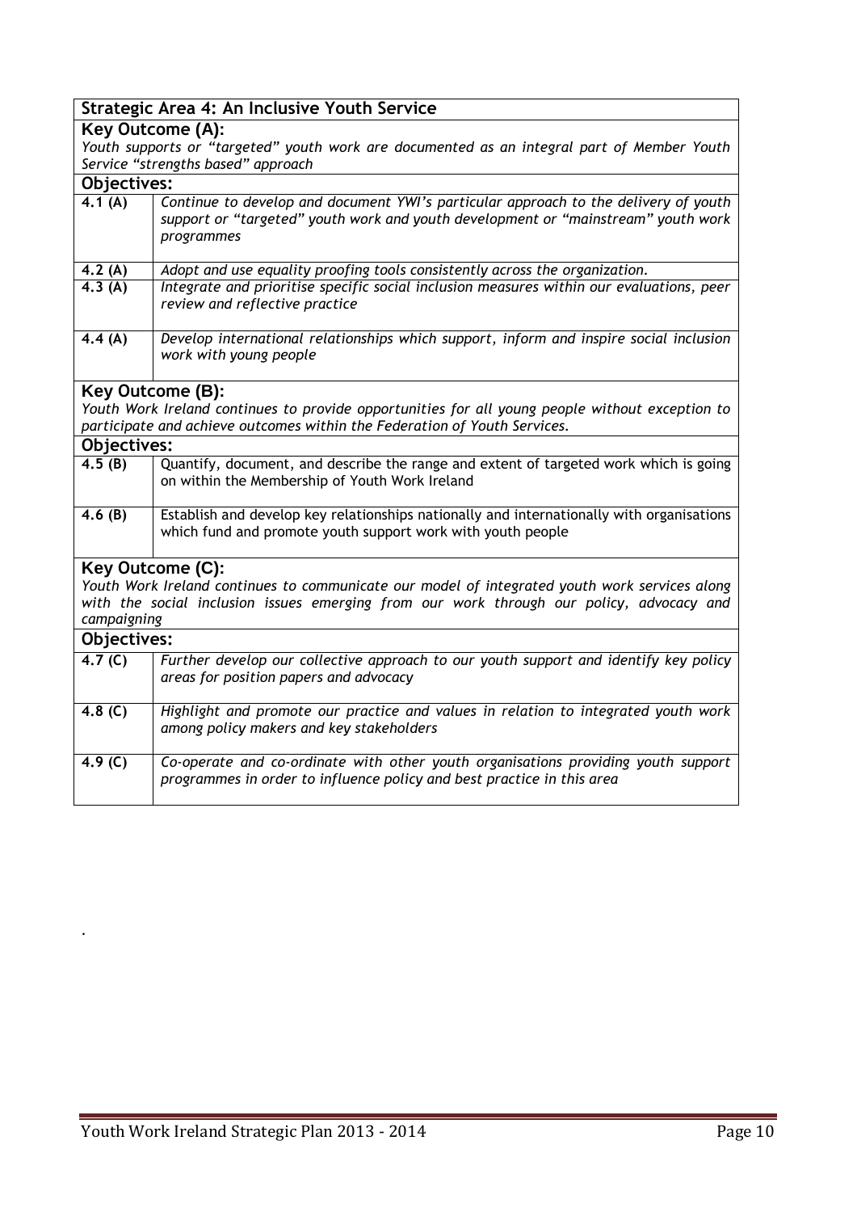| **Strategic Area 4: An Inclusive Youth Service** | |
|---|---|
| **Key Outcome (A):** *Youth supports or "targeted" youth work are documented as an integral part of Member Youth Service "strengths based" approach* | |
| **Objectives:** | |
| **4.1 (A)** | *Continue to develop and document YWI's particular approach to the delivery of youth support or "targeted" youth work and youth development or "mainstream" youth work programmes* |
| **4.2 (A)** | *Adopt and use equality proofing tools consistently across the organization.* |
| **4.3 (A)** | *Integrate and prioritise specific social inclusion measures within our evaluations, peer review and reflective practice* |
| **4.4 (A)** | *Develop international relationships which support, inform and inspire social inclusion work with young people* |
| **Key Outcome (B):** *Youth Work Ireland continues to provide opportunities for all young people without exception to participate and achieve outcomes within the Federation of Youth Services.* | |
| **Objectives:** | |
| **4.5 (B)** | Quantify, document, and describe the range and extent of targeted work which is going on within the Membership of Youth Work Ireland |
| **4.6 (B)** | Establish and develop key relationships nationally and internationally with organisations which fund and promote youth support work with youth people |
| **Key Outcome (C):** *Youth Work Ireland continues to communicate our model of integrated youth work services along with the social inclusion issues emerging from our work through our policy, advocacy and campaigning* | |
| **Objectives:** | |
| **4.7 (C)** | *Further develop our collective approach to our youth support and identify key policy areas for position papers and advocacy* |
| **4.8 (C)** | *Highlight and promote our practice and values in relation to integrated youth work among policy makers and key stakeholders* |
| **4.9 (C)** | *Co-operate and co-ordinate with other youth organisations providing youth support programmes in order to influence policy and best practice in this area* |

.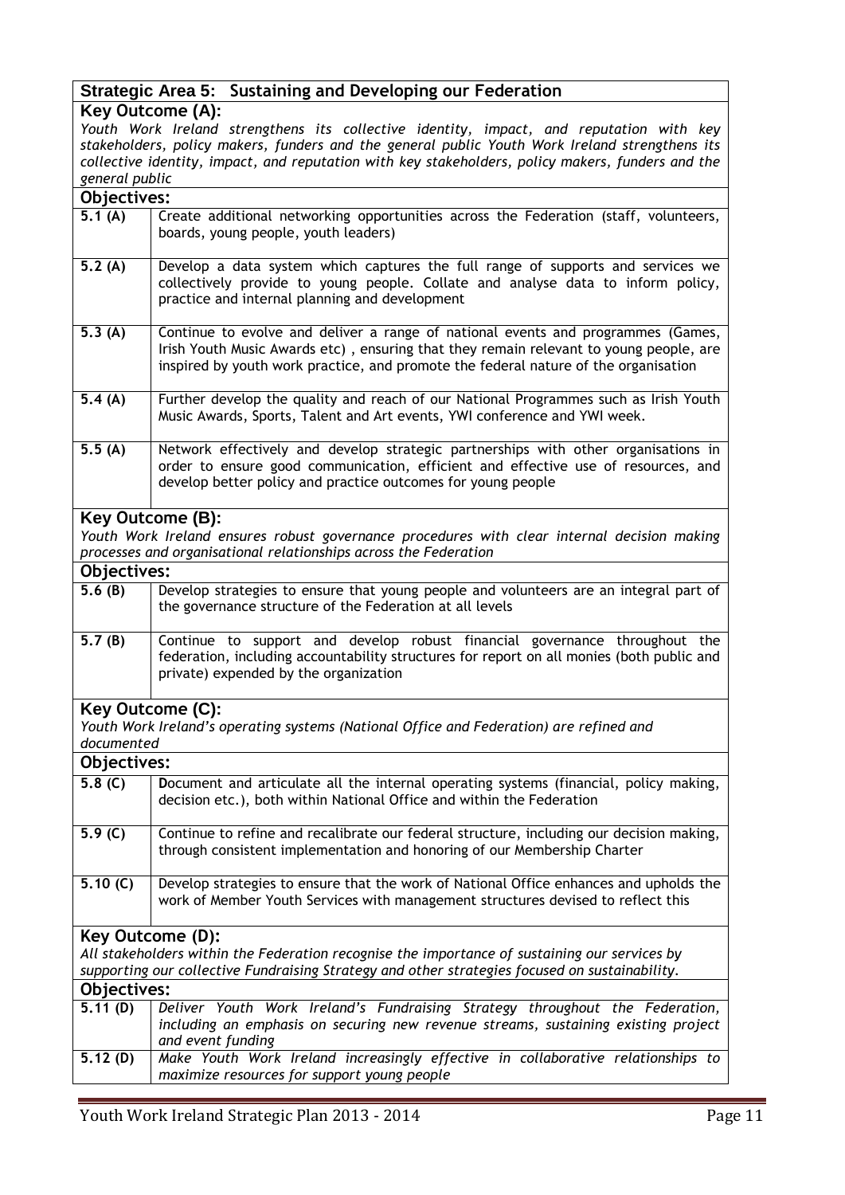## Strategic Area 5: Sustaining and Developing our Federation

### Key Outcome (A):

*Youth Work Ireland strengthens its collective identity, impact, and reputation with key stakeholders, policy makers, funders and the general public Youth Work Ireland strengthens its collective identity, impact, and reputation with key stakeholders, policy makers, funders and the general public*

**Objectives:**

| | |
|---|---|
| **5.1 (A)** | Create additional networking opportunities across the Federation (staff, volunteers, boards, young people, youth leaders) |
| **5.2 (A)** | Develop a data system which captures the full range of supports and services we collectively provide to young people. Collate and analyse data to inform policy, practice and internal planning and development |
| **5.3 (A)** | Continue to evolve and deliver a range of national events and programmes (Games, Irish Youth Music Awards etc) , ensuring that they remain relevant to young people, are inspired by youth work practice, and promote the federal nature of the organisation |
| **5.4 (A)** | Further develop the quality and reach of our National Programmes such as Irish Youth Music Awards, Sports, Talent and Art events, YWI conference and YWI week. |
| **5.5 (A)** | Network effectively and develop strategic partnerships with other organisations in order to ensure good communication, efficient and effective use of resources, and develop better policy and practice outcomes for young people |

### Key Outcome (B):

*Youth Work Ireland ensures robust governance procedures with clear internal decision making processes and organisational relationships across the Federation*

**Objectives:**

| | |
|---|---|
| **5.6 (B)** | Develop strategies to ensure that young people and volunteers are an integral part of the governance structure of the Federation at all levels |
| **5.7 (B)** | Continue to support and develop robust financial governance throughout the federation, including accountability structures for report on all monies (both public and private) expended by the organization |

### Key Outcome (C):

*Youth Work Ireland's operating systems (National Office and Federation) are refined and documented*

**Objectives:**

| | |
|---|---|
| **5.8 (C)** | **D**ocument and articulate all the internal operating systems (financial, policy making, decision etc.), both within National Office and within the Federation |
| **5.9 (C)** | Continue to refine and recalibrate our federal structure, including our decision making, through consistent implementation and honoring of our Membership Charter |
| **5.10 (C)** | Develop strategies to ensure that the work of National Office enhances and upholds the work of Member Youth Services with management structures devised to reflect this |

### Key Outcome (D):

*All stakeholders within the Federation recognise the importance of sustaining our services by supporting our collective Fundraising Strategy and other strategies focused on sustainability.*

**Objectives:**

| | |
|---|---|
| **5.11 (D)** | *Deliver Youth Work Ireland's Fundraising Strategy throughout the Federation, including an emphasis on securing new revenue streams, sustaining existing project and event funding* |
| **5.12 (D)** | *Make Youth Work Ireland increasingly effective in collaborative relationships to maximize resources for support young people* |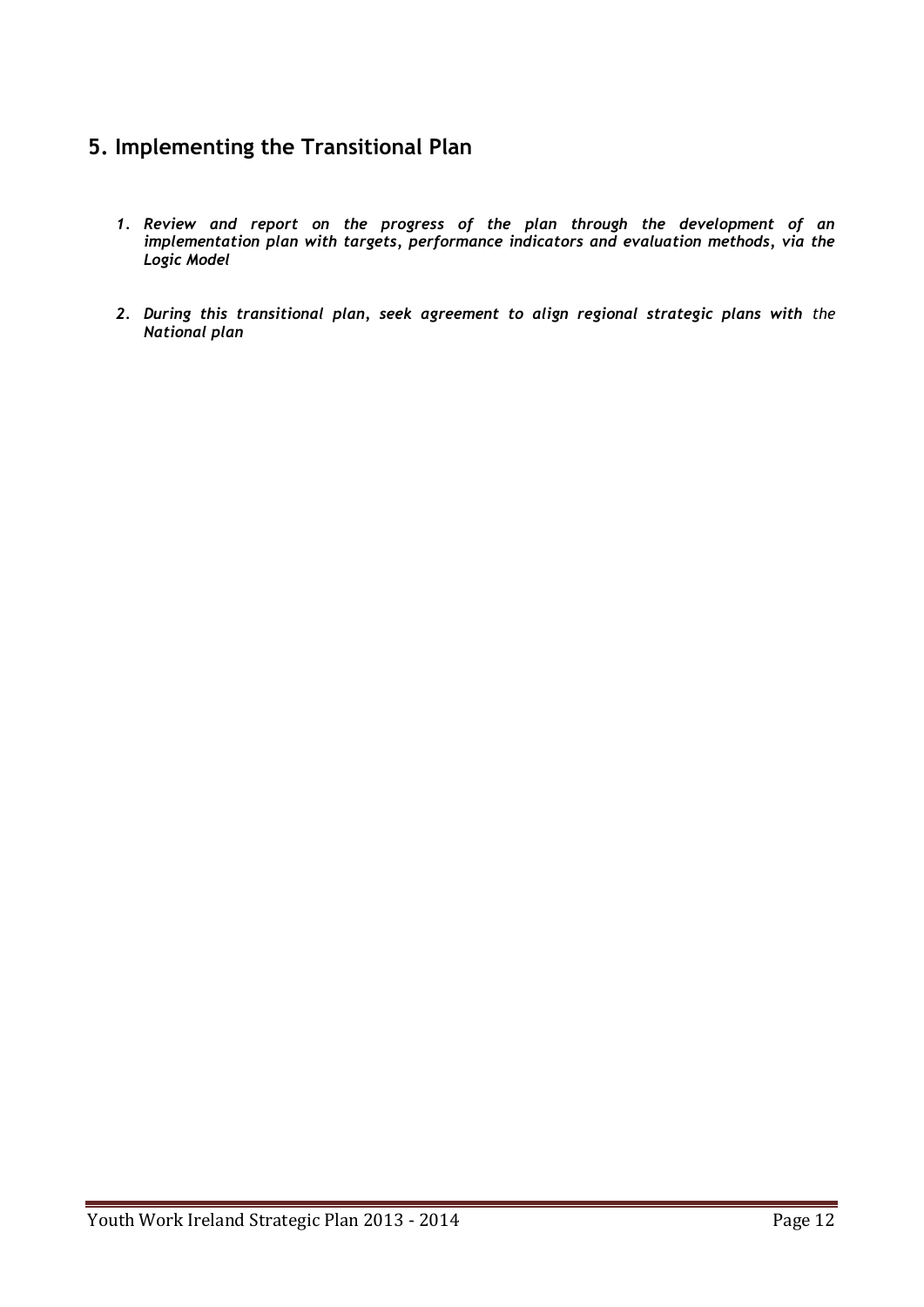## 5. Implementing the Transitional Plan

1. ***Review and report on the progress of the plan through the development of an implementation plan with targets, performance indicators and evaluation methods, via the Logic Model***

2. ***During this transitional plan, seek agreement to align regional strategic plans with*** *the* ***National plan***